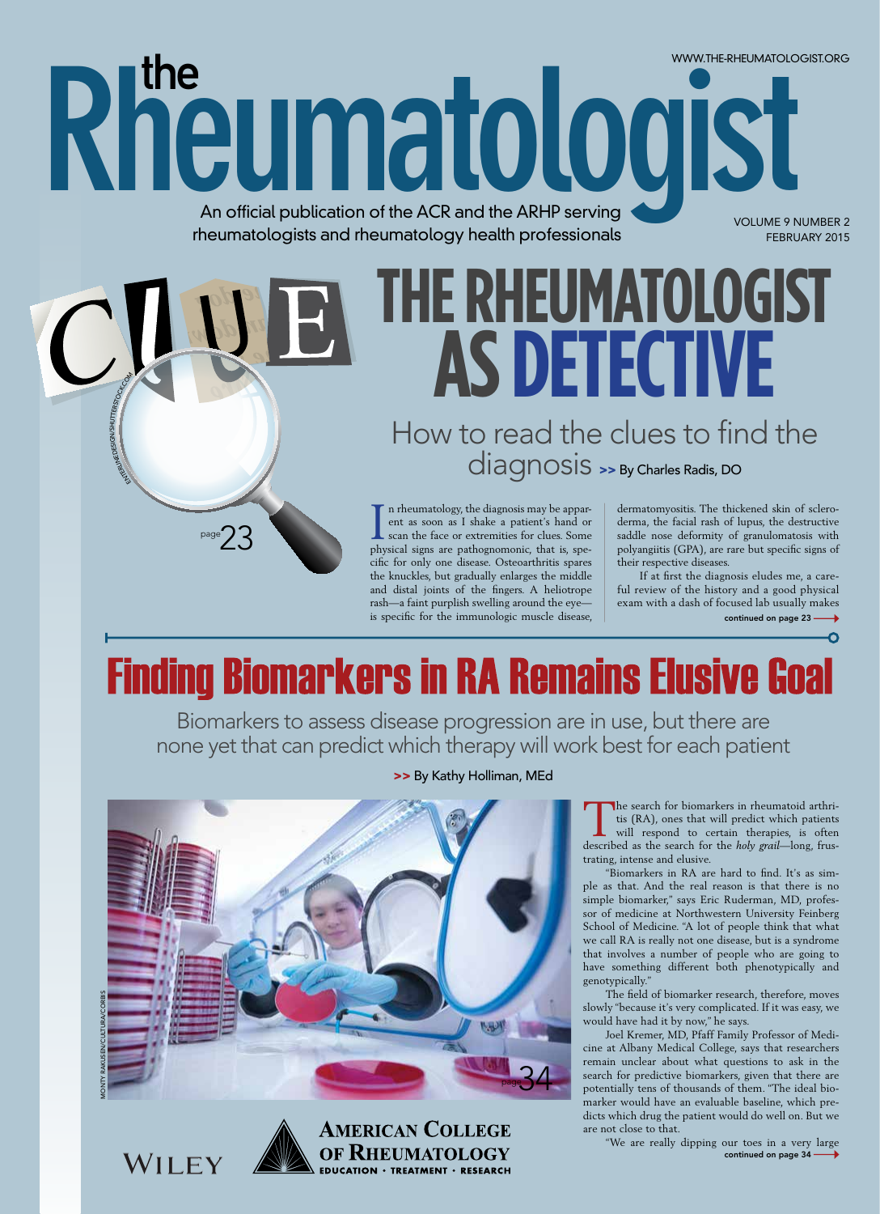# the Rheumatologist

WWW.THE-RHEUMATOLOGIST.ORG

An official publication of the ACR and the ARHP serving rheumatologists and rheumatology health professionals

VOLUME 9 NUMBER 2
FEBRUARY 2015

CLUE

page 23

# THE RHEUMATOLOGIST AS DETECTIVE

## How to read the clues to find the diagnosis

>> By Charles Radis, DO

In rheumatology, the diagnosis may be apparent as soon as I shake a patient's hand or scan the face or extremities for clues. Some physical signs are pathognomonic, that is, specific for only one disease. Osteoarthritis spares the knuckles, but gradually enlarges the middle and distal joints of the fingers. A heliotrope rash—a faint purplish swelling around the eye—is specific for the immunologic muscle disease, dermatomyositis. The thickened skin of scleroderma, the facial rash of lupus, the destructive saddle nose deformity of granulomatosis with polyangiitis (GPA), are rare but specific signs of their respective diseases.

If at first the diagnosis eludes me, a careful review of the history and a good physical exam with a dash of focused lab usually makes

**continued on page 23**

# Finding Biomarkers in RA Remains Elusive Goal

## Biomarkers to assess disease progression are in use, but there are none yet that can predict which therapy will work best for each patient

>> By Kathy Holliman, MEd

page 34

The search for biomarkers in rheumatoid arthritis (RA), ones that will predict which patients will respond to certain therapies, is often described as the search for the *holy grail*—long, frustrating, intense and elusive.

"Biomarkers in RA are hard to find. It's as simple as that. And the real reason is that there is no simple biomarker," says Eric Ruderman, MD, professor of medicine at Northwestern University Feinberg School of Medicine. "A lot of people think that what we call RA is really not one disease, but is a syndrome that involves a number of people who are going to have something different both phenotypically and genotypically."

The field of biomarker research, therefore, moves slowly "because it's very complicated. If it was easy, we would have had it by now," he says.

Joel Kremer, MD, Pfaff Family Professor of Medicine at Albany Medical College, says that researchers remain unclear about what questions to ask in the search for predictive biomarkers, given that there are potentially tens of thousands of them. "The ideal biomarker would have an evaluable baseline, which predicts which drug the patient would do well on. But we are not close to that.

"We are really dipping our toes in a very large

**continued on page 34**

WILEY

AMERICAN COLLEGE OF RHEUMATOLOGY
EDUCATION • TREATMENT • RESEARCH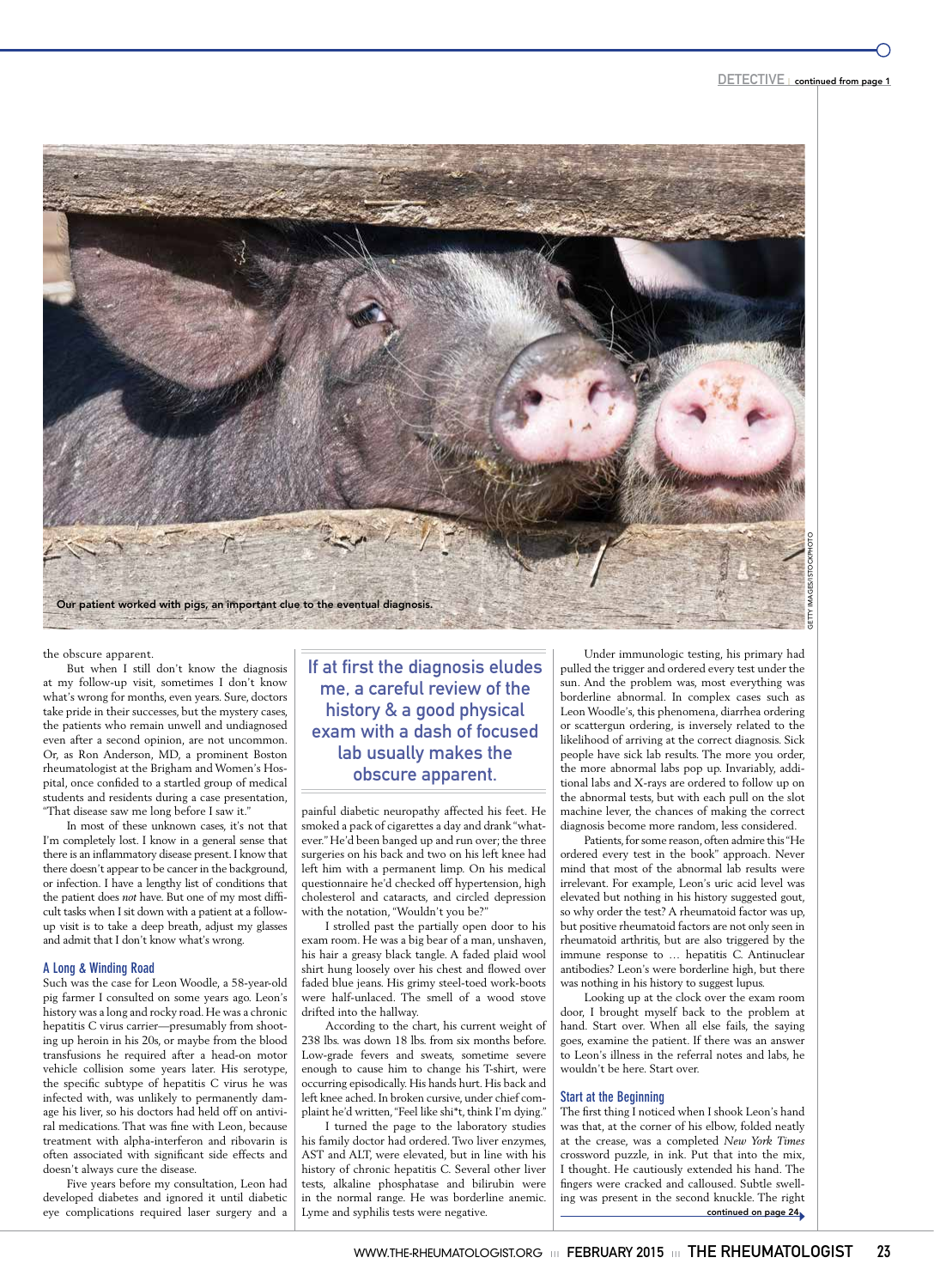Our patient worked with pigs, an important clue to the eventual diagnosis.

the obscure apparent.

But when I still don't know the diagnosis at my follow-up visit, sometimes I don't know what's wrong for months, even years. Sure, doctors take pride in their successes, but the mystery cases, the patients who remain unwell and undiagnosed even after a second opinion, are not uncommon. Or, as Ron Anderson, MD, a prominent Boston rheumatologist at the Brigham and Women's Hospital, once confided to a startled group of medical students and residents during a case presentation, "That disease saw me long before I saw it."

In most of these unknown cases, it's not that I'm completely lost. I know in a general sense that there is an inflammatory disease present. I know that there doesn't appear to be cancer in the background, or infection. I have a lengthy list of conditions that the patient does *not* have. But one of my most difficult tasks when I sit down with a patient at a follow-up visit is to take a deep breath, adjust my glasses and admit that I don't know what's wrong.

### A Long & Winding Road

Such was the case for Leon Woodle, a 58-year-old pig farmer I consulted on some years ago. Leon's history was a long and rocky road. He was a chronic hepatitis C virus carrier—presumably from shooting up heroin in his 20s, or maybe from the blood transfusions he required after a head-on motor vehicle collision some years later. His serotype, the specific subtype of hepatitis C virus he was infected with, was unlikely to permanently damage his liver, so his doctors had held off on antiviral medications. That was fine with Leon, because treatment with alpha-interferon and ribovarin is often associated with significant side effects and doesn't always cure the disease.

Five years before my consultation, Leon had developed diabetes and ignored it until diabetic eye complications required laser surgery and a painful diabetic neuropathy affected his feet. He smoked a pack of cigarettes a day and drank "whatever." He'd been banged up and run over; the three surgeries on his back and two on his left knee had left him with a permanent limp. On his medical questionnaire he'd checked off hypertension, high cholesterol and cataracts, and circled depression with the notation, "Wouldn't you be?"

> If at first the diagnosis eludes me, a careful review of the history & a good physical exam with a dash of focused lab usually makes the obscure apparent.

I strolled past the partially open door to his exam room. He was a big bear of a man, unshaven, his hair a greasy black tangle. A faded plaid wool shirt hung loosely over his chest and flowed over faded blue jeans. His grimy steel-toed work-boots were half-unlaced. The smell of a wood stove drifted into the hallway.

According to the chart, his current weight of 238 lbs. was down 18 lbs. from six months before. Low-grade fevers and sweats, sometime severe enough to cause him to change his T-shirt, were occurring episodically. His hands hurt. His back and left knee ached. In broken cursive, under chief complaint he'd written, "Feel like shi*t, think I'm dying."

I turned the page to the laboratory studies his family doctor had ordered. Two liver enzymes, AST and ALT, were elevated, but in line with his history of chronic hepatitis C. Several other liver tests, alkaline phosphatase and bilirubin were in the normal range. He was borderline anemic. Lyme and syphilis tests were negative.

Under immunologic testing, his primary had pulled the trigger and ordered every test under the sun. And the problem was, most everything was borderline abnormal. In complex cases such as Leon Woodle's, this phenomena, diarrhea ordering or scattergun ordering, is inversely related to the likelihood of arriving at the correct diagnosis. Sick people have sick lab results. The more you order, the more abnormal labs pop up. Invariably, additional labs and X-rays are ordered to follow up on the abnormal tests, but with each pull on the slot machine lever, the chances of making the correct diagnosis become more random, less considered.

Patients, for some reason, often admire this "He ordered every test in the book" approach. Never mind that most of the abnormal lab results were irrelevant. For example, Leon's uric acid level was elevated but nothing in his history suggested gout, so why order the test? A rheumatoid factor was up, but positive rheumatoid factors are not only seen in rheumatoid arthritis, but are also triggered by the immune response to … hepatitis C. Antinuclear antibodies? Leon's were borderline high, but there was nothing in his history to suggest lupus.

Looking up at the clock over the exam room door, I brought myself back to the problem at hand. Start over. When all else fails, the saying goes, examine the patient. If there was an answer to Leon's illness in the referral notes and labs, he wouldn't be here. Start over.

### Start at the Beginning

The first thing I noticed when I shook Leon's hand was that, at the corner of his elbow, folded neatly at the crease, was a completed *New York Times* crossword puzzle, in ink. Put that into the mix, I thought. He cautiously extended his hand. The fingers were cracked and calloused. Subtle swelling was present in the second knuckle. The right

continued on page 24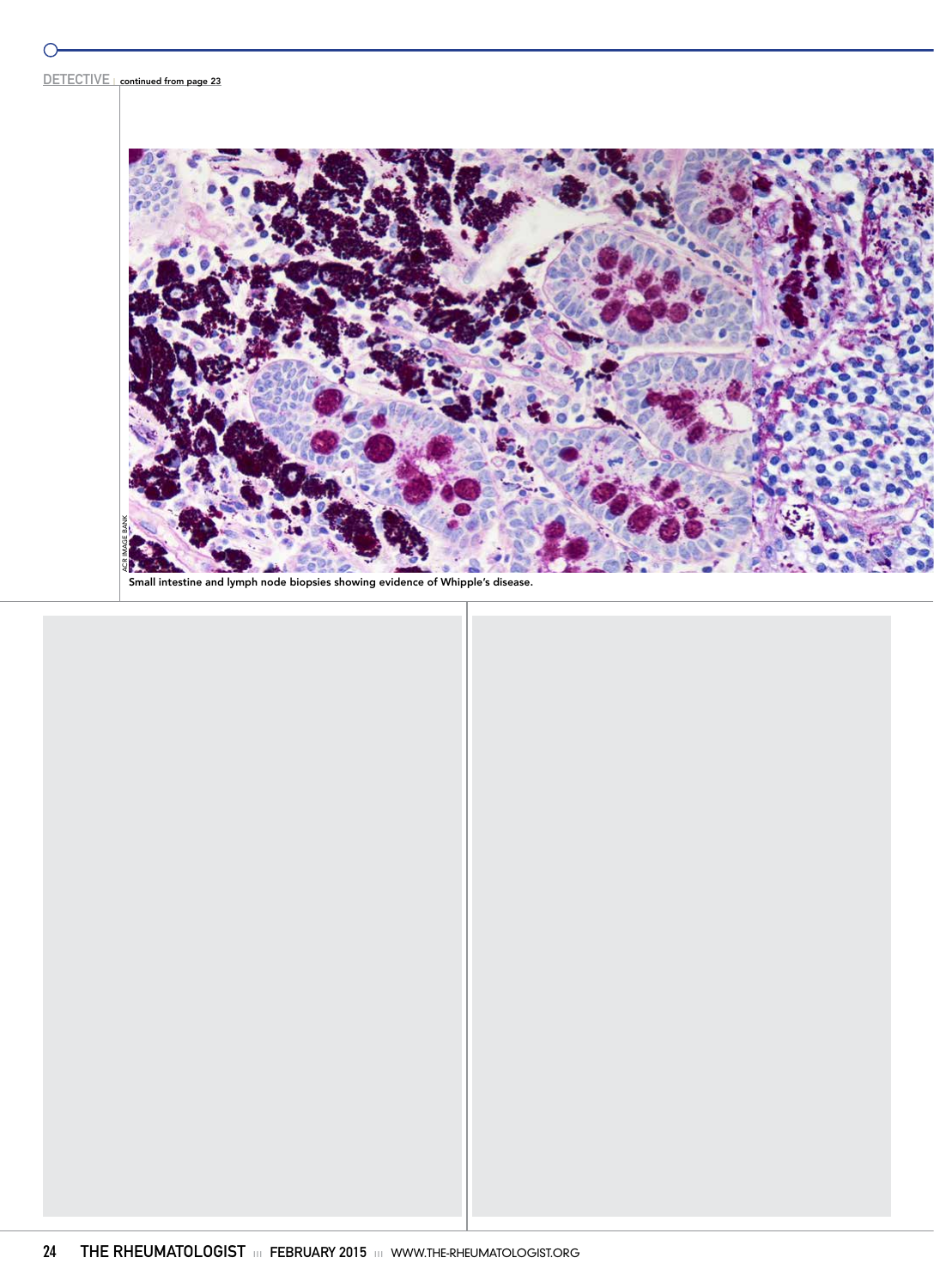DETECTIVE | continued from page 23

ACR IMAGE BANK

Small intestine and lymph node biopsies showing evidence of Whipple's disease.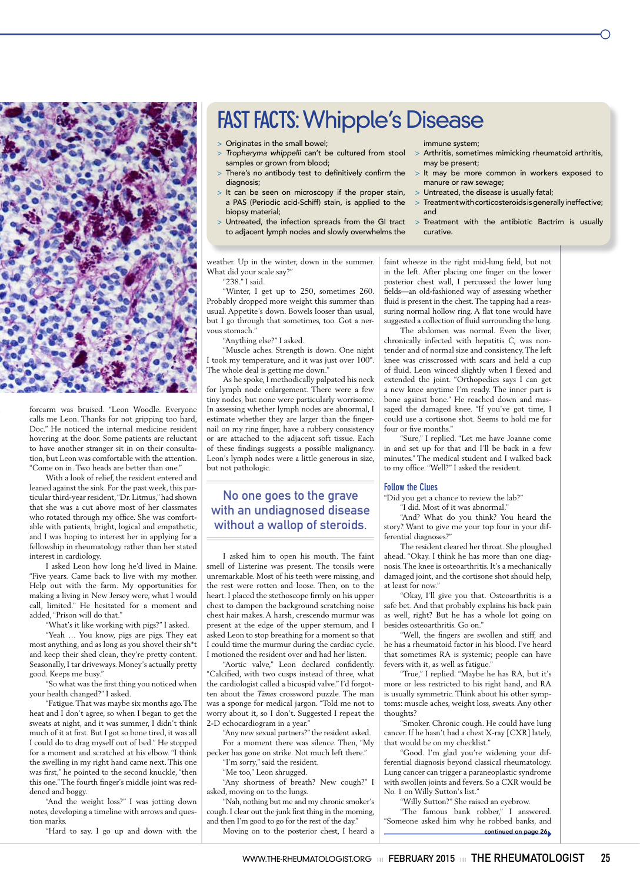## FAST FACTS: Whipple's Disease

- Originates in the small bowel;
- *Tropheryma whippelii* can't be cultured from stool samples or grown from blood;
- There's no antibody test to definitively confirm the diagnosis;
- It can be seen on microscopy if the proper stain, a PAS (Periodic acid-Schiff) stain, is applied to the biopsy material;
- Untreated, the infection spreads from the GI tract to adjacent lymph nodes and slowly overwhelms the immune system;
- Arthritis, sometimes mimicking rheumatoid arthritis, may be present;
- It may be more common in workers exposed to manure or raw sewage;
- Untreated, the disease is usually fatal;
- Treatment with corticosteroids is generally ineffective; and
- Treatment with the antibiotic Bactrim is usually curative.

forearm was bruised. "Leon Woodle. Everyone calls me Leon. Thanks for not gripping too hard, Doc." He noticed the internal medicine resident hovering at the door. Some patients are reluctant to have another stranger sit in on their consultation, but Leon was comfortable with the attention. "Come on in. Two heads are better than one."

With a look of relief, the resident entered and leaned against the sink. For the past week, this particular third-year resident, "Dr. Litmus," had shown that she was a cut above most of her classmates who rotated through my office. She was comfortable with patients, bright, logical and empathetic, and I was hoping to interest her in applying for a fellowship in rheumatology rather than her stated interest in cardiology.

I asked Leon how long he'd lived in Maine. "Five years. Came back to live with my mother. Help out with the farm. My opportunities for making a living in New Jersey were, what I would call, limited." He hesitated for a moment and added, "Prison will do that."

"What's it like working with pigs?" I asked.

"Yeah … You know, pigs are pigs. They eat most anything, and as long as you shovel their sh*t and keep their shed clean, they're pretty content. Seasonally, I tar driveways. Money's actually pretty good. Keeps me busy."

"So what was the first thing you noticed when your health changed?" I asked.

"Fatigue. That was maybe six months ago. The heat and I don't agree, so when I began to get the sweats at night, and it was summer, I didn't think much of it at first. But I got so bone tired, it was all I could do to drag myself out of bed." He stopped for a moment and scratched at his elbow. "I think the swelling in my right hand came next. This one was first," he pointed to the second knuckle, "then this one." The fourth finger's middle joint was reddened and boggy.

"And the weight loss?" I was jotting down notes, developing a timeline with arrows and question marks.

"Hard to say. I go up and down with the weather. Up in the winter, down in the summer. What did your scale say?"

"238." I said.

"Winter, I get up to 250, sometimes 260. Probably dropped more weight this summer than usual. Appetite's down. Bowels looser than usual, but I go through that sometimes, too. Got a nervous stomach."

"Anything else?" I asked.

"Muscle aches. Strength is down. One night I took my temperature, and it was just over 100°. The whole deal is getting me down."

As he spoke, I methodically palpated his neck for lymph node enlargement. There were a few tiny nodes, but none were particularly worrisome. In assessing whether lymph nodes are abnormal, I estimate whether they are larger than the fingernail on my ring finger, have a rubbery consistency or are attached to the adjacent soft tissue. Each of these findings suggests a possible malignancy. Leon's lymph nodes were a little generous in size, but not pathologic.

> No one goes to the grave with an undiagnosed disease without a wallop of steroids.

I asked him to open his mouth. The faint smell of Listerine was present. The tonsils were unremarkable. Most of his teeth were missing, and the rest were rotten and loose. Then, on to the heart. I placed the stethoscope firmly on his upper chest to dampen the background scratching noise chest hair makes. A harsh, crescendo murmur was present at the edge of the upper sternum, and I asked Leon to stop breathing for a moment so that I could time the murmur during the cardiac cycle. I motioned the resident over and had her listen.

"Aortic valve," Leon declared confidently. "Calcified, with two cusps instead of three, what the cardiologist called a bicuspid valve." I'd forgotten about the *Times* crossword puzzle. The man was a sponge for medical jargon. "Told me not to worry about it, so I don't. Suggested I repeat the 2-D echocardiogram in a year."

"Any new sexual partners?" the resident asked.

For a moment there was silence. Then, "My pecker has gone on strike. Not much left there."

"I'm sorry," said the resident.

"Me too," Leon shrugged.

"Any shortness of breath? New cough?" I asked, moving on to the lungs.

"Nah, nothing but me and my chronic smoker's cough. I clear out the junk first thing in the morning, and then I'm good to go for the rest of the day."

Moving on to the posterior chest, I heard a faint wheeze in the right mid-lung field, but not in the left. After placing one finger on the lower posterior chest wall, I percussed the lower lung fields—an old-fashioned way of assessing whether fluid is present in the chest. The tapping had a reassuring normal hollow ring. A flat tone would have suggested a collection of fluid surrounding the lung.

The abdomen was normal. Even the liver, chronically infected with hepatitis C, was non-tender and of normal size and consistency. The left knee was crisscrossed with scars and held a cup of fluid. Leon winced slightly when I flexed and extended the joint. "Orthopedics says I can get a new knee anytime I'm ready. The inner part is bone against bone." He reached down and massaged the damaged knee. "If you've got time, I could use a cortisone shot. Seems to hold me for four or five months."

"Sure," I replied. "Let me have Joanne come in and set up for that and I'll be back in a few minutes." The medical student and I walked back to my office. "Well?" I asked the resident.

### Follow the Clues

"Did you get a chance to review the lab?"

"I did. Most of it was abnormal."

"And? What do you think? You heard the story? Want to give me your top four in your differential diagnoses?"

The resident cleared her throat. She ploughed ahead. "Okay. I think he has more than one diagnosis. The knee is osteoarthritis. It's a mechanically damaged joint, and the cortisone shot should help, at least for now."

"Okay, I'll give you that. Osteoarthritis is a safe bet. And that probably explains his back pain as well, right? But he has a whole lot going on besides osteoarthritis. Go on."

"Well, the fingers are swollen and stiff, and he has a rheumatoid factor in his blood. I've heard that sometimes RA is systemic; people can have fevers with it, as well as fatigue."

"True," I replied. "Maybe he has RA, but it's more or less restricted to his right hand, and RA is usually symmetric. Think about his other symptoms: muscle aches, weight loss, sweats. Any other thoughts?"

"Smoker. Chronic cough. He could have lung cancer. If he hasn't had a chest X-ray [CXR] lately, that would be on my checklist."

"Good. I'm glad you're widening your differential diagnosis beyond classical rheumatology. Lung cancer can trigger a paraneoplastic syndrome with swollen joints and fevers. So a CXR would be No. 1 on Willy Sutton's list."

"Willy Sutton?" She raised an eyebrow.

"The famous bank robber," I answered. "Someone asked him why he robbed banks, and

continued on page 26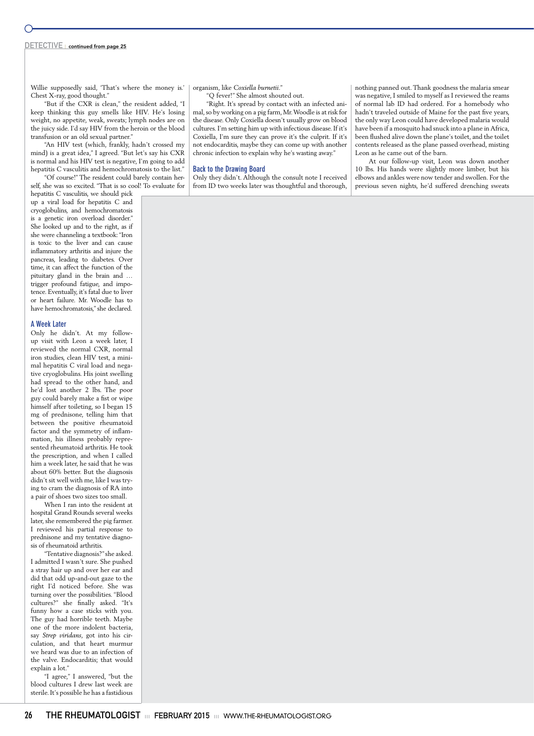Willie supposedly said, 'That's where the money is.' Chest X-ray, good thought."

"But if the CXR is clean," the resident added, "I keep thinking this guy smells like HIV. He's losing weight, no appetite, weak, sweats; lymph nodes are on the juicy side. I'd say HIV from the heroin or the blood transfusion or an old sexual partner."

"An HIV test (which, frankly, hadn't crossed my mind) is a great idea," I agreed. "But let's say his CXR is normal and his HIV test is negative, I'm going to add hepatitis C vasculitis and hemochromatosis to the list."

"Of course!" The resident could barely contain herself, she was so excited. "That is so cool! To evaluate for hepatitis C vasculitis, we should pick up a viral load for hepatitis C and cryoglobulins, and hemochromatosis is a genetic iron overload disorder." She looked up and to the right, as if she were channeling a textbook: "Iron is toxic to the liver and can cause inflammatory arthritis and injure the pancreas, leading to diabetes. Over time, it can affect the function of the pituitary gland in the brain and … trigger profound fatigue, and impotence. Eventually, it's fatal due to liver or heart failure. Mr. Woodle has to have hemochromatosis," she declared.

## A Week Later

Only he didn't. At my follow-up visit with Leon a week later, I reviewed the normal CXR, normal iron studies, clean HIV test, a minimal hepatitis C viral load and negative cryoglobulins. His joint swelling had spread to the other hand, and he'd lost another 2 lbs. The poor guy could barely make a fist or wipe himself after toileting, so I began 15 mg of prednisone, telling him that between the positive rheumatoid factor and the symmetry of inflammation, his illness probably represented rheumatoid arthritis. He took the prescription, and when I called him a week later, he said that he was about 60% better. But the diagnosis didn't sit well with me, like I was trying to cram the diagnosis of RA into a pair of shoes two sizes too small.

When I ran into the resident at hospital Grand Rounds several weeks later, she remembered the pig farmer. I reviewed his partial response to prednisone and my tentative diagnosis of rheumatoid arthritis.

"Tentative diagnosis?" she asked. I admitted I wasn't sure. She pushed a stray hair up and over her ear and did that odd up-and-out gaze to the right I'd noticed before. She was turning over the possibilities. "Blood cultures?" she finally asked. "It's funny how a case sticks with you. The guy had horrible teeth. Maybe one of the more indolent bacteria, say *Strep viridans*, got into his circulation, and that heart murmur we heard was due to an infection of the valve. Endocarditis; that would explain a lot."

"I agree," I answered, "but the blood cultures I drew last week are sterile. It's possible he has a fastidious organism, like *Coxiella burnetii*."

"Q fever!" She almost shouted out.

"Right. It's spread by contact with an infected animal, so by working on a pig farm, Mr. Woodle is at risk for the disease. Only Coxiella doesn't usually grow on blood cultures. I'm setting him up with infectious disease. If it's Coxiella, I'm sure they can prove it's the culprit. If it's not endocarditis, maybe they can come up with another chronic infection to explain why he's wasting away."

## Back to the Drawing Board

Only they didn't. Although the consult note I received from ID two weeks later was thoughtful and thorough, nothing panned out. Thank goodness the malaria smear was negative, I smiled to myself as I reviewed the reams of normal lab ID had ordered. For a homebody who hadn't traveled outside of Maine for the past five years, the only way Leon could have developed malaria would have been if a mosquito had snuck into a plane in Africa, been flushed alive down the plane's toilet, and the toilet contents released as the plane passed overhead, misting Leon as he came out of the barn.

At our follow-up visit, Leon was down another 10 lbs. His hands were slightly more limber, but his elbows and ankles were now tender and swollen. For the previous seven nights, he'd suffered drenching sweats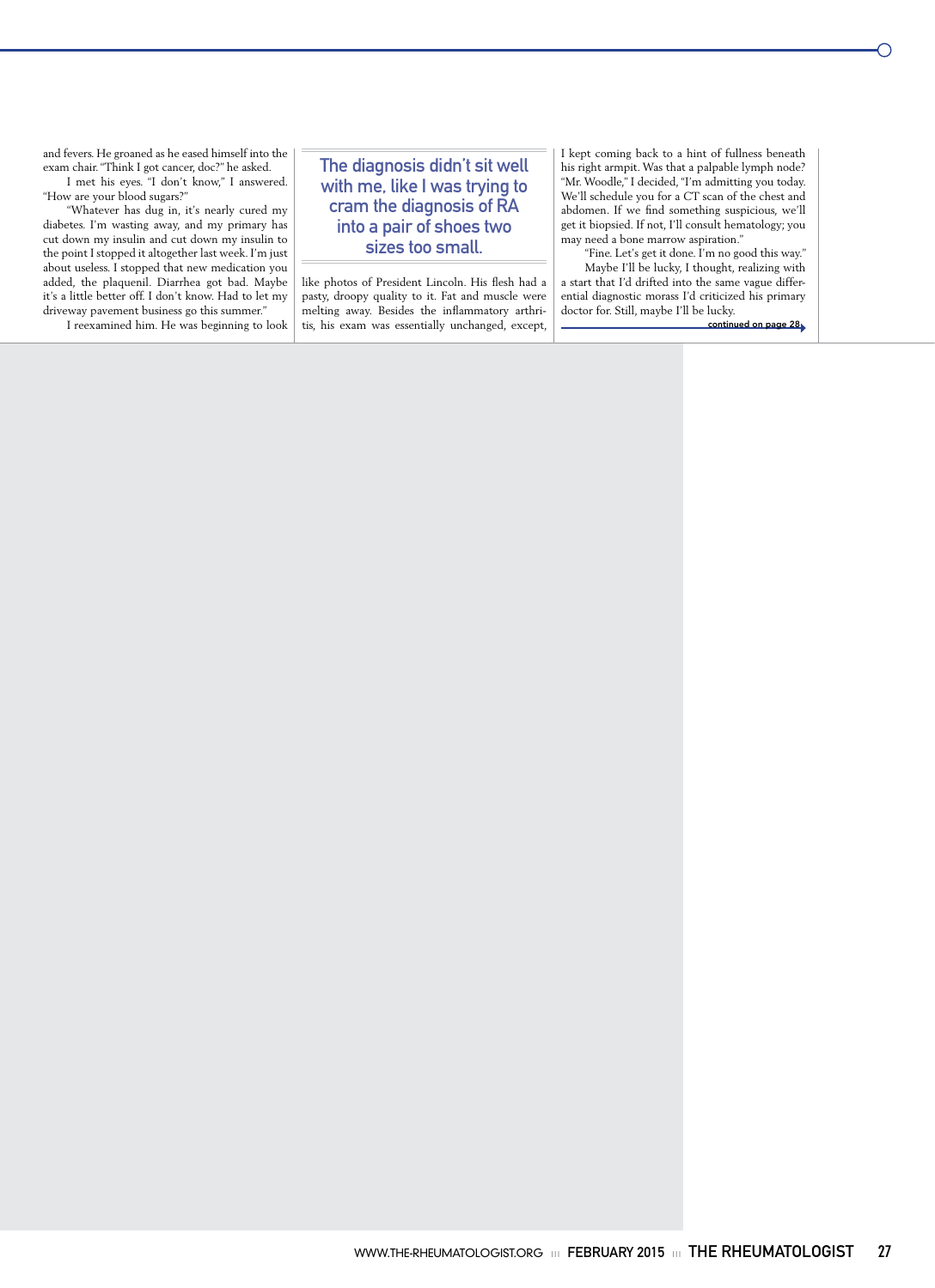and fevers. He groaned as he eased himself into the exam chair. "Think I got cancer, doc?" he asked.

I met his eyes. "I don't know," I answered. "How are your blood sugars?"

"Whatever has dug in, it's nearly cured my diabetes. I'm wasting away, and my primary has cut down my insulin and cut down my insulin to the point I stopped it altogether last week. I'm just about useless. I stopped that new medication you added, the plaquenil. Diarrhea got bad. Maybe it's a little better off. I don't know. Had to let my driveway pavement business go this summer."

I reexamined him. He was beginning to look like photos of President Lincoln. His flesh had a pasty, droopy quality to it. Fat and muscle were melting away. Besides the inflammatory arthritis, his exam was essentially unchanged, except, I kept coming back to a hint of fullness beneath his right armpit. Was that a palpable lymph node? "Mr. Woodle," I decided, "I'm admitting you today. We'll schedule you for a CT scan of the chest and abdomen. If we find something suspicious, we'll get it biopsied. If not, I'll consult hematology; you may need a bone marrow aspiration."

> The diagnosis didn't sit well with me, like I was trying to cram the diagnosis of RA into a pair of shoes two sizes too small.

"Fine. Let's get it done. I'm no good this way."

Maybe I'll be lucky, I thought, realizing with a start that I'd drifted into the same vague differential diagnostic morass I'd criticized his primary doctor for. Still, maybe I'll be lucky.

continued on page 28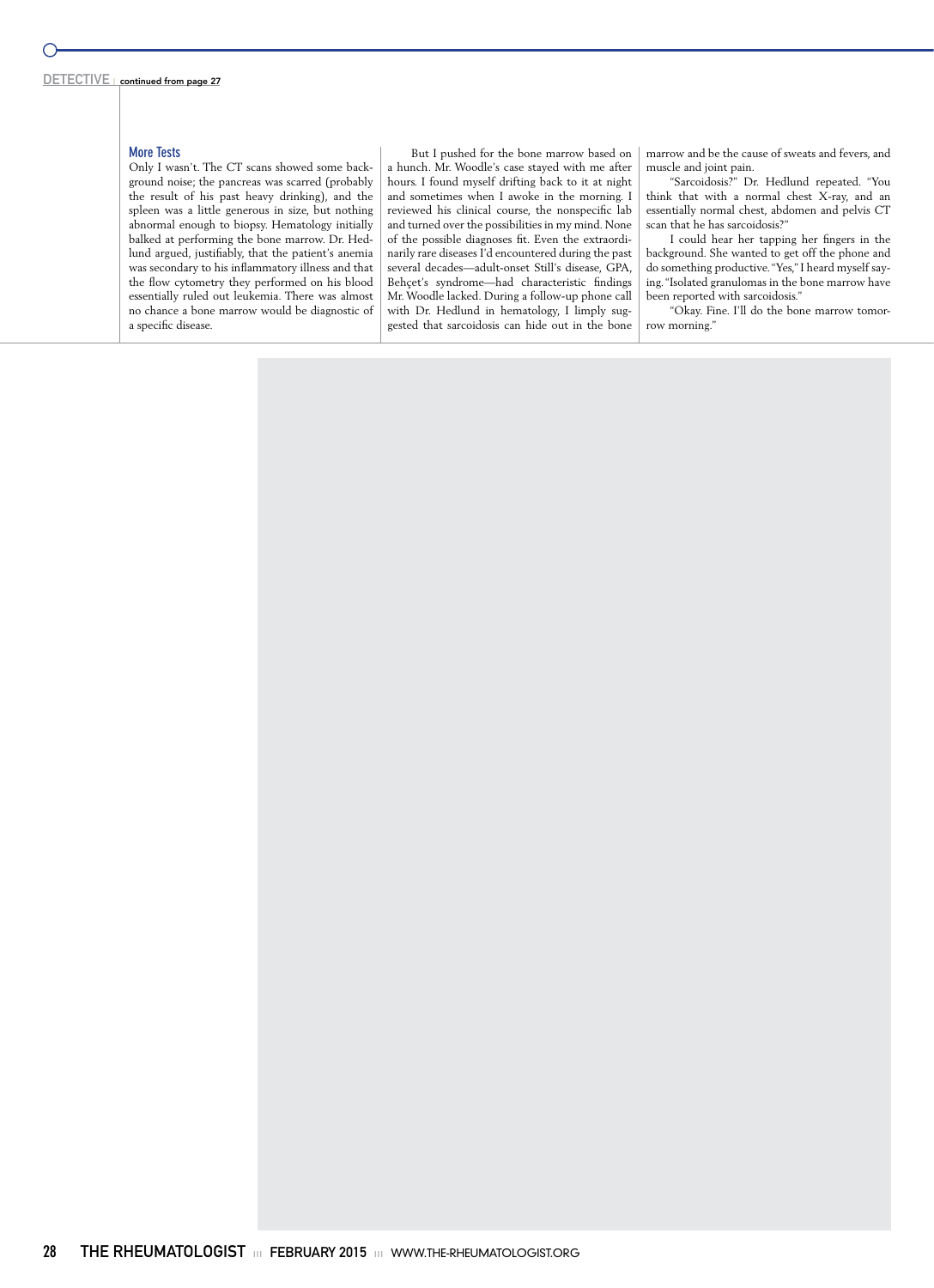### More Tests

Only I wasn't. The CT scans showed some background noise; the pancreas was scarred (probably the result of his past heavy drinking), and the spleen was a little generous in size, but nothing abnormal enough to biopsy. Hematology initially balked at performing the bone marrow. Dr. Hedlund argued, justifiably, that the patient's anemia was secondary to his inflammatory illness and that the flow cytometry they performed on his blood essentially ruled out leukemia. There was almost no chance a bone marrow would be diagnostic of a specific disease.

But I pushed for the bone marrow based on a hunch. Mr. Woodle's case stayed with me after hours. I found myself drifting back to it at night and sometimes when I awoke in the morning. I reviewed his clinical course, the nonspecific lab and turned over the possibilities in my mind. None of the possible diagnoses fit. Even the extraordinarily rare diseases I'd encountered during the past several decades—adult-onset Still's disease, GPA, Behçet's syndrome—had characteristic findings Mr. Woodle lacked. During a follow-up phone call with Dr. Hedlund in hematology, I limply suggested that sarcoidosis can hide out in the bone marrow and be the cause of sweats and fevers, and muscle and joint pain.

"Sarcoidosis?" Dr. Hedlund repeated. "You think that with a normal chest X-ray, and an essentially normal chest, abdomen and pelvis CT scan that he has sarcoidosis?"

I could hear her tapping her fingers in the background. She wanted to get off the phone and do something productive. "Yes," I heard myself saying. "Isolated granulomas in the bone marrow have been reported with sarcoidosis."

"Okay. Fine. I'll do the bone marrow tomorrow morning."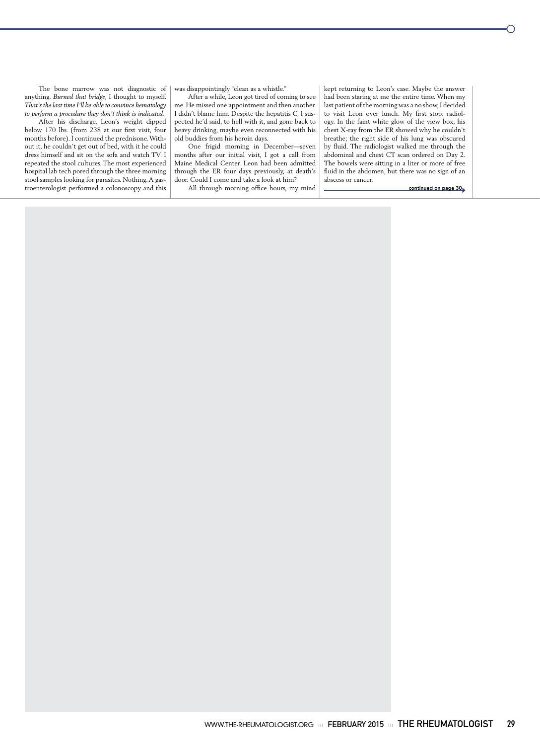The bone marrow was not diagnostic of anything. *Burned that bridge*, I thought to myself. *That's the last time I'll be able to convince hematology to perform a procedure they don't think is indicated.*

After his discharge, Leon's weight dipped below 170 lbs. (from 238 at our first visit, four months before). I continued the prednisone. Without it, he couldn't get out of bed, with it he could dress himself and sit on the sofa and watch TV. I repeated the stool cultures. The most experienced hospital lab tech pored through the three morning stool samples looking for parasites. Nothing. A gastroenterologist performed a colonoscopy and this was disappointingly "clean as a whistle."

After a while, Leon got tired of coming to see me. He missed one appointment and then another. I didn't blame him. Despite the hepatitis C, I suspected he'd said, to hell with it, and gone back to heavy drinking, maybe even reconnected with his old buddies from his heroin days.

One frigid morning in December—seven months after our initial visit, I got a call from Maine Medical Center. Leon had been admitted through the ER four days previously, at death's door. Could I come and take a look at him?

All through morning office hours, my mind kept returning to Leon's case. Maybe the answer had been staring at me the entire time. When my last patient of the morning was a no show, I decided to visit Leon over lunch. My first stop: radiology. In the faint white glow of the view box, his chest X-ray from the ER showed why he couldn't breathe; the right side of his lung was obscured by fluid. The radiologist walked me through the abdominal and chest CT scan ordered on Day 2. The bowels were sitting in a liter or more of free fluid in the abdomen, but there was no sign of an abscess or cancer.

continued on page 30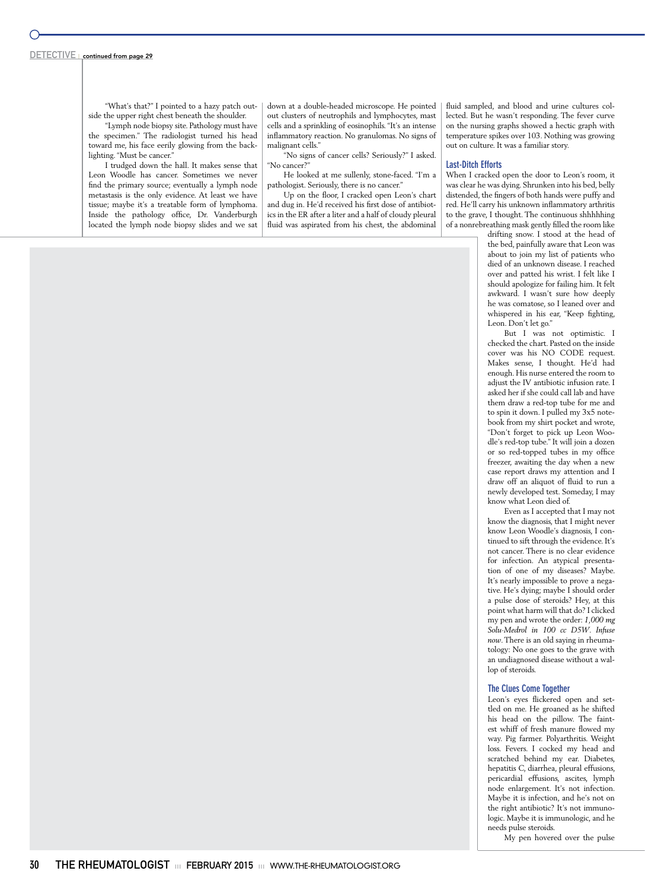"What's that?" I pointed to a hazy patch outside the upper right chest beneath the shoulder.

"Lymph node biopsy site. Pathology must have the specimen." The radiologist turned his head toward me, his face eerily glowing from the backlighting. "Must be cancer."

I trudged down the hall. It makes sense that Leon Woodle has cancer. Sometimes we never find the primary source; eventually a lymph node metastasis is the only evidence. At least we have tissue; maybe it's a treatable form of lymphoma. Inside the pathology office, Dr. Vanderburgh located the lymph node biopsy slides and we sat down at a double-headed microscope. He pointed out clusters of neutrophils and lymphocytes, mast cells and a sprinkling of eosinophils. "It's an intense inflammatory reaction. No granulomas. No signs of malignant cells."

"No signs of cancer cells? Seriously?" I asked. "No cancer?"

He looked at me sullenly, stone-faced. "I'm a pathologist. Seriously, there is no cancer."

Up on the floor, I cracked open Leon's chart and dug in. He'd received his first dose of antibiotics in the ER after a liter and a half of cloudy pleural fluid was aspirated from his chest, the abdominal fluid sampled, and blood and urine cultures collected. But he wasn't responding. The fever curve on the nursing graphs showed a hectic graph with temperature spikes over 103. Nothing was growing out on culture. It was a familiar story.

## Last-Ditch Efforts

When I cracked open the door to Leon's room, it was clear he was dying. Shrunken into his bed, belly distended, the fingers of both hands were puffy and red. He'll carry his unknown inflammatory arthritis to the grave, I thought. The continuous shhhhhing of a nonrebreathing mask gently filled the room like drifting snow. I stood at the head of the bed, painfully aware that Leon was about to join my list of patients who died of an unknown disease. I reached over and patted his wrist. I felt like I should apologize for failing him. It felt awkward. I wasn't sure how deeply he was comatose, so I leaned over and whispered in his ear, "Keep fighting, Leon. Don't let go."

But I was not optimistic. I checked the chart. Pasted on the inside cover was his NO CODE request. Makes sense, I thought. He'd had enough. His nurse entered the room to adjust the IV antibiotic infusion rate. I asked her if she could call lab and have them draw a red-top tube for me and to spin it down. I pulled my 3x5 notebook from my shirt pocket and wrote, "Don't forget to pick up Leon Woodle's red-top tube." It will join a dozen or so red-topped tubes in my office freezer, awaiting the day when a new case report draws my attention and I draw off an aliquot of fluid to run a newly developed test. Someday, I may know what Leon died of.

Even as I accepted that I may not know the diagnosis, that I might never know Leon Woodle's diagnosis, I continued to sift through the evidence. It's not cancer. There is no clear evidence for infection. An atypical presentation of one of my diseases? Maybe. It's nearly impossible to prove a negative. He's dying; maybe I should order a pulse dose of steroids? Hey, at this point what harm will that do? I clicked my pen and wrote the order: *1,000 mg Solu-Medrol in 100 cc D5W. Infuse now*. There is an old saying in rheumatology: No one goes to the grave with an undiagnosed disease without a wallop of steroids.

## The Clues Come Together

Leon's eyes flickered open and settled on me. He groaned as he shifted his head on the pillow. The faintest whiff of fresh manure flowed my way. Pig farmer. Polyarthritis. Weight loss. Fevers. I cocked my head and scratched behind my ear. Diabetes, hepatitis C, diarrhea, pleural effusions, pericardial effusions, ascites, lymph node enlargement. It's not infection. Maybe it is infection, and he's not on the right antibiotic? It's not immunologic. Maybe it is immunologic, and he needs pulse steroids.

My pen hovered over the pulse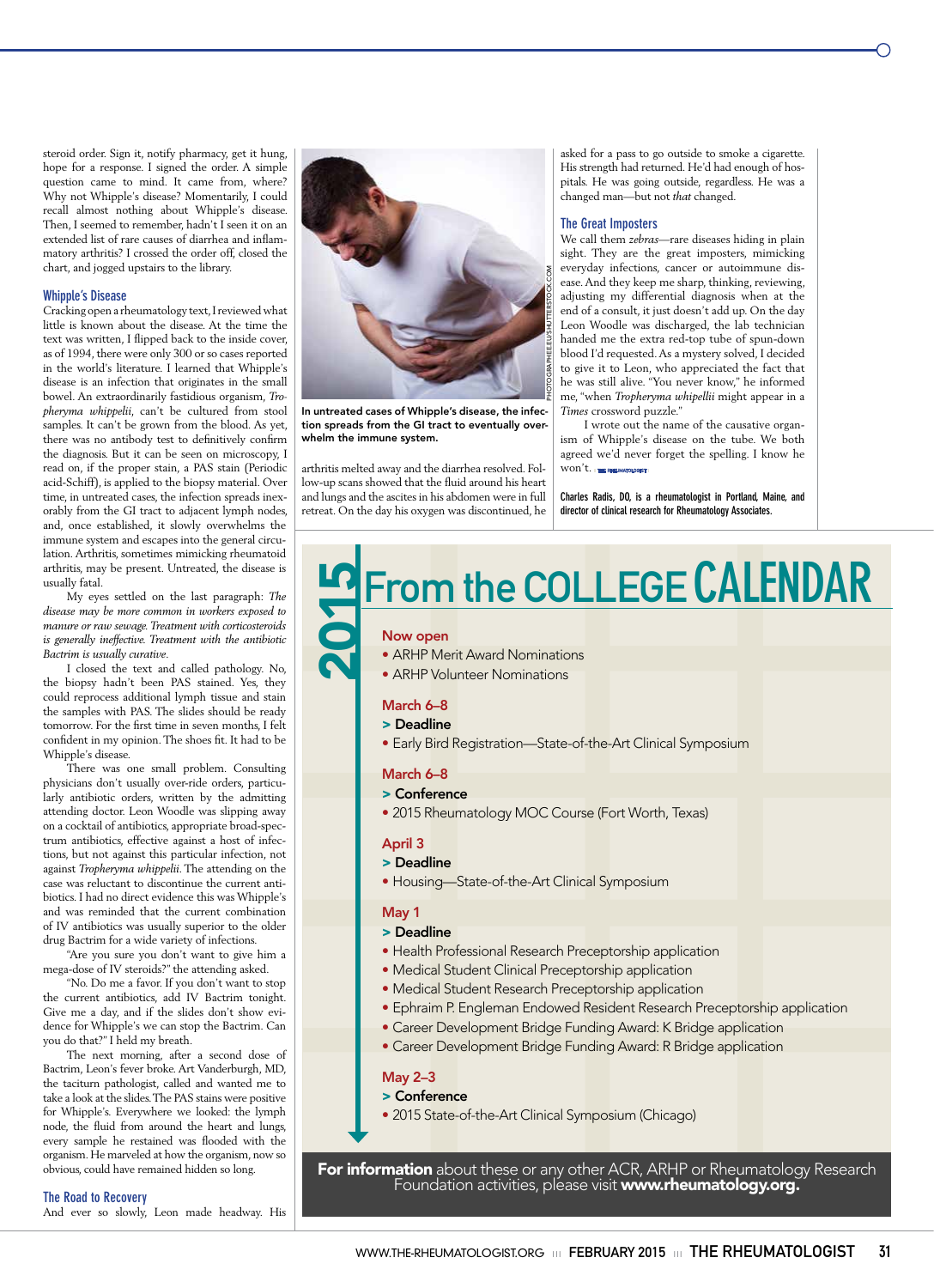steroid order. Sign it, notify pharmacy, get it hung, hope for a response. I signed the order. A simple question came to mind. It came from, where? Why not Whipple's disease? Momentarily, I could recall almost nothing about Whipple's disease. Then, I seemed to remember, hadn't I seen it on an extended list of rare causes of diarrhea and inflammatory arthritis? I crossed the order off, closed the chart, and jogged upstairs to the library.

## Whipple's Disease

Cracking open a rheumatology text, I reviewed what little is known about the disease. At the time the text was written, I flipped back to the inside cover, as of 1994, there were only 300 or so cases reported in the world's literature. I learned that Whipple's disease is an infection that originates in the small bowel. An extraordinarily fastidious organism, *Tropheryma whippelii*, can't be cultured from stool samples. It can't be grown from the blood. As yet, there was no antibody test to definitively confirm the diagnosis. But it can be seen on microscopy, I read on, if the proper stain, a PAS stain (Periodic acid-Schiff), is applied to the biopsy material. Over time, in untreated cases, the infection spreads inexorably from the GI tract to adjacent lymph nodes, and, once established, it slowly overwhelms the immune system and escapes into the general circulation. Arthritis, sometimes mimicking rheumatoid arthritis, may be present. Untreated, the disease is usually fatal.

My eyes settled on the last paragraph: *The disease may be more common in workers exposed to manure or raw sewage. Treatment with corticosteroids is generally ineffective. Treatment with the antibiotic Bactrim is usually curative.*

I closed the text and called pathology. No, the biopsy hadn't been PAS stained. Yes, they could reprocess additional lymph tissue and stain the samples with PAS. The slides should be ready tomorrow. For the first time in seven months, I felt confident in my opinion. The shoes fit. It had to be Whipple's disease.

There was one small problem. Consulting physicians don't usually over-ride orders, particularly antibiotic orders, written by the admitting attending doctor. Leon Woodle was slipping away on a cocktail of antibiotics, appropriate broad-spectrum antibiotics, effective against a host of infections, but not against this particular infection, not against *Tropheryma whippelii*. The attending on the case was reluctant to discontinue the current antibiotics. I had no direct evidence this was Whipple's and was reminded that the current combination of IV antibiotics was usually superior to the older drug Bactrim for a wide variety of infections.

"Are you sure you don't want to give him a mega-dose of IV steroids?" the attending asked.

"No. Do me a favor. If you don't want to stop the current antibiotics, add IV Bactrim tonight. Give me a day, and if the slides don't show evidence for Whipple's we can stop the Bactrim. Can you do that?" I held my breath.

The next morning, after a second dose of Bactrim, Leon's fever broke. Art Vanderburgh, MD, the taciturn pathologist, called and wanted me to take a look at the slides. The PAS stains were positive for Whipple's. Everywhere we looked: the lymph node, the fluid from around the heart and lungs, every sample he restained was flooded with the organism. He marveled at how the organism, now so obvious, could have remained hidden so long.

## The Road to Recovery

And ever so slowly, Leon made headway. His arthritis melted away and the diarrhea resolved. Follow-up scans showed that the fluid around his heart and lungs and the ascites in his abdomen were in full retreat. On the day his oxygen was discontinued, he asked for a pass to go outside to smoke a cigarette. His strength had returned. He'd had enough of hospitals. He was going outside, regardless. He was a changed man—but not *that* changed.

PHOTOGRAPHEE.EU/SHUTTERSTOCK.COM

In untreated cases of Whipple's disease, the infection spreads from the GI tract to eventually overwhelm the immune system.

## The Great Imposters

We call them *zebras*—rare diseases hiding in plain sight. They are the great imposters, mimicking everyday infections, cancer or autoimmune disease. And they keep me sharp, thinking, reviewing, adjusting my differential diagnosis when at the end of a consult, it just doesn't add up. On the day Leon Woodle was discharged, the lab technician handed me the extra red-top tube of spun-down blood I'd requested. As a mystery solved, I decided to give it to Leon, who appreciated the fact that he was still alive. "You never know," he informed me, "when *Tropheryma whipellii* might appear in a *Times* crossword puzzle."

I wrote out the name of the causative organism of Whipple's disease on the tube. We both agreed we'd never forget the spelling. I know he won't.

**Charles Radis, DO, is a rheumatologist in Portland, Maine, and director of clinical research for Rheumatology Associates.**

# 2015 From the COLLEGE CALENDAR

**Now open**

- ARHP Merit Award Nominations
- ARHP Volunteer Nominations

**March 6–8**

**> Deadline**

- Early Bird Registration—State-of-the-Art Clinical Symposium

**March 6–8**

**> Conference**

- 2015 Rheumatology MOC Course (Fort Worth, Texas)

**April 3**

**> Deadline**

- Housing—State-of-the-Art Clinical Symposium

**May 1**

**> Deadline**

- Health Professional Research Preceptorship application
- Medical Student Clinical Preceptorship application
- Medical Student Research Preceptorship application
- Ephraim P. Engleman Endowed Resident Research Preceptorship application
- Career Development Bridge Funding Award: K Bridge application
- Career Development Bridge Funding Award: R Bridge application

**May 2–3**

**> Conference**

- 2015 State-of-the-Art Clinical Symposium (Chicago)

**For information** about these or any other ACR, ARHP or Rheumatology Research Foundation activities, please visit **www.rheumatology.org.**